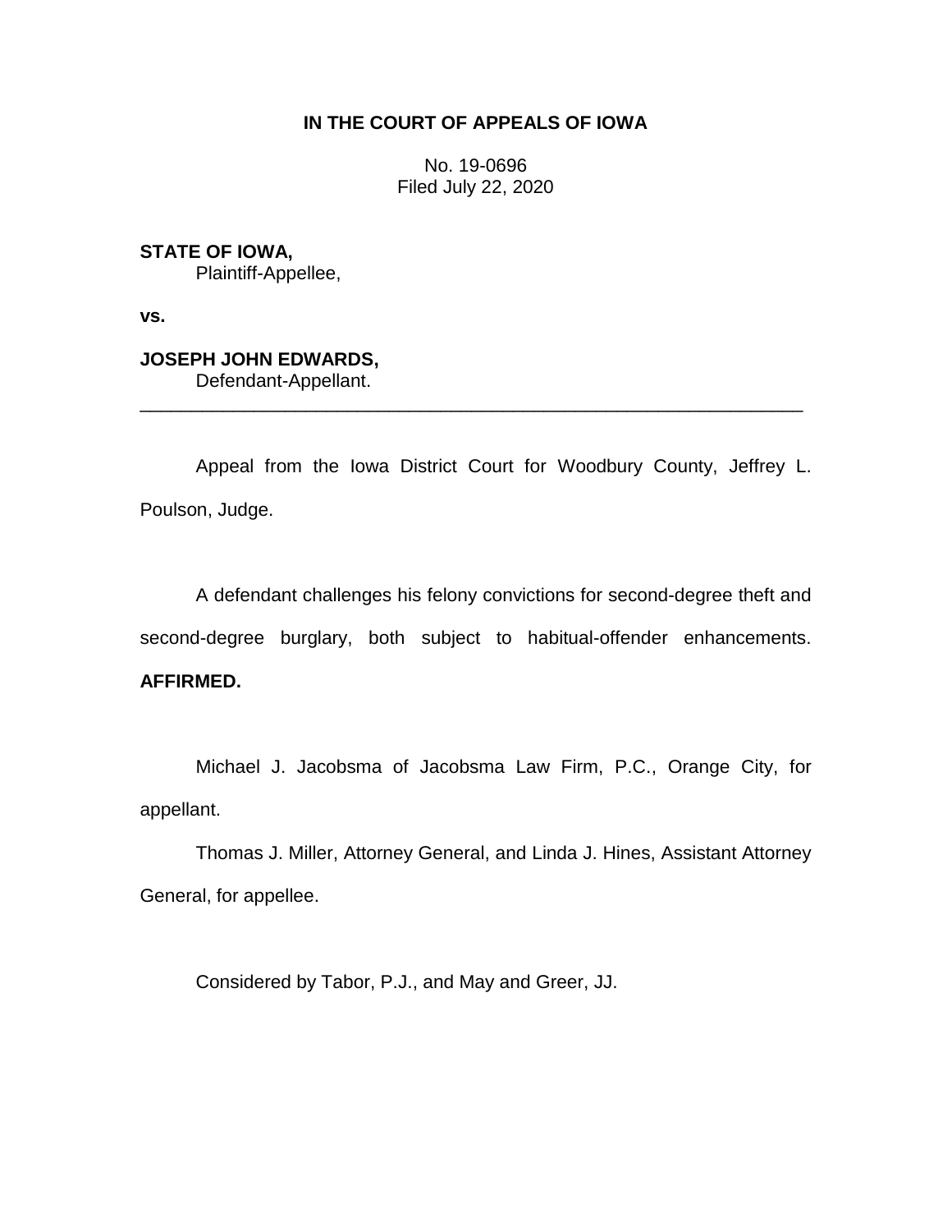**IN THE COURT OF APPEALS OF IOWA**

No. 19-0696
Filed July 22, 2020

**STATE OF IOWA,**
Plaintiff-Appellee,

**vs.**

**JOSEPH JOHN EDWARDS,**
Defendant-Appellant.

---

Appeal from the Iowa District Court for Woodbury County, Jeffrey L. Poulson, Judge.

A defendant challenges his felony convictions for second-degree theft and second-degree burglary, both subject to habitual-offender enhancements. **AFFIRMED.**

Michael J. Jacobsma of Jacobsma Law Firm, P.C., Orange City, for appellant.

Thomas J. Miller, Attorney General, and Linda J. Hines, Assistant Attorney General, for appellee.

Considered by Tabor, P.J., and May and Greer, JJ.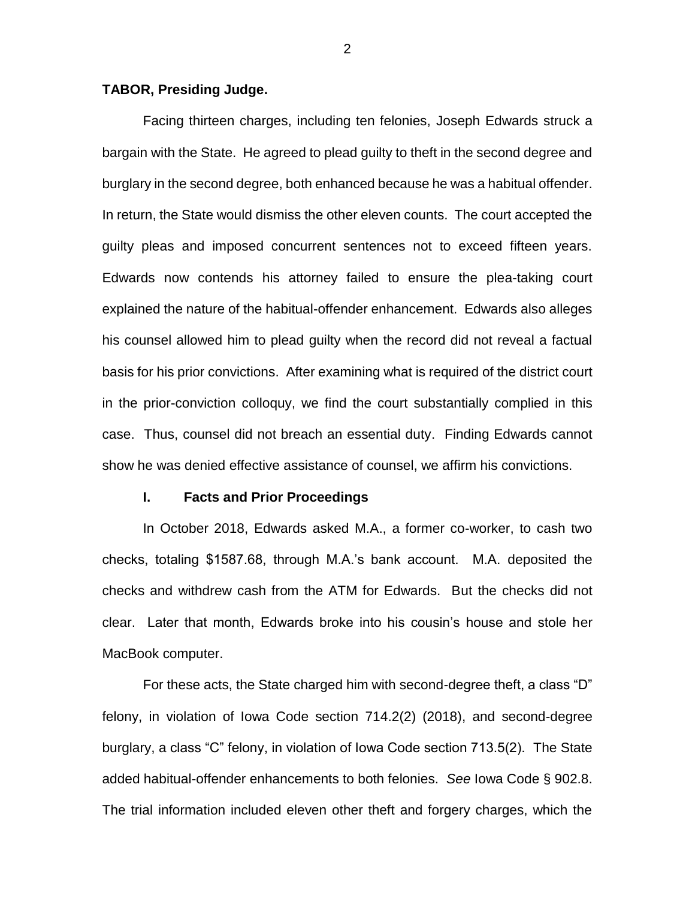**TABOR, Presiding Judge.**

Facing thirteen charges, including ten felonies, Joseph Edwards struck a bargain with the State. He agreed to plead guilty to theft in the second degree and burglary in the second degree, both enhanced because he was a habitual offender. In return, the State would dismiss the other eleven counts. The court accepted the guilty pleas and imposed concurrent sentences not to exceed fifteen years. Edwards now contends his attorney failed to ensure the plea-taking court explained the nature of the habitual-offender enhancement. Edwards also alleges his counsel allowed him to plead guilty when the record did not reveal a factual basis for his prior convictions. After examining what is required of the district court in the prior-conviction colloquy, we find the court substantially complied in this case. Thus, counsel did not breach an essential duty. Finding Edwards cannot show he was denied effective assistance of counsel, we affirm his convictions.

## I. Facts and Prior Proceedings

In October 2018, Edwards asked M.A., a former co-worker, to cash two checks, totaling $1587.68, through M.A.'s bank account. M.A. deposited the checks and withdrew cash from the ATM for Edwards. But the checks did not clear. Later that month, Edwards broke into his cousin's house and stole her MacBook computer.

For these acts, the State charged him with second-degree theft, a class "D" felony, in violation of Iowa Code section 714.2(2) (2018), and second-degree burglary, a class "C" felony, in violation of Iowa Code section 713.5(2). The State added habitual-offender enhancements to both felonies. *See* Iowa Code § 902.8. The trial information included eleven other theft and forgery charges, which the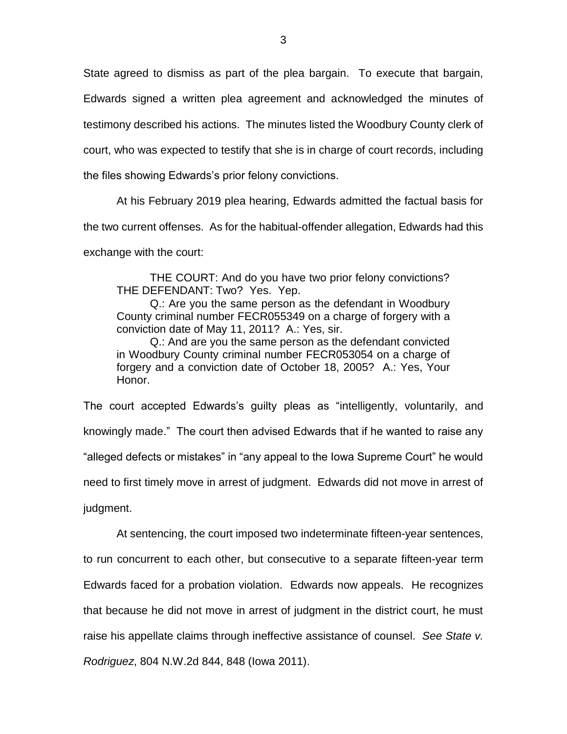State agreed to dismiss as part of the plea bargain. To execute that bargain, Edwards signed a written plea agreement and acknowledged the minutes of testimony described his actions. The minutes listed the Woodbury County clerk of court, who was expected to testify that she is in charge of court records, including the files showing Edwards's prior felony convictions.

At his February 2019 plea hearing, Edwards admitted the factual basis for the two current offenses. As for the habitual-offender allegation, Edwards had this exchange with the court:

> THE COURT: And do you have two prior felony convictions? THE DEFENDANT: Two? Yes. Yep.
>
> Q.: Are you the same person as the defendant in Woodbury County criminal number FECR055349 on a charge of forgery with a conviction date of May 11, 2011? A.: Yes, sir.
>
> Q.: And are you the same person as the defendant convicted in Woodbury County criminal number FECR053054 on a charge of forgery and a conviction date of October 18, 2005? A.: Yes, Your Honor.

The court accepted Edwards's guilty pleas as "intelligently, voluntarily, and knowingly made." The court then advised Edwards that if he wanted to raise any "alleged defects or mistakes" in "any appeal to the Iowa Supreme Court" he would need to first timely move in arrest of judgment. Edwards did not move in arrest of judgment.

At sentencing, the court imposed two indeterminate fifteen-year sentences, to run concurrent to each other, but consecutive to a separate fifteen-year term Edwards faced for a probation violation. Edwards now appeals. He recognizes that because he did not move in arrest of judgment in the district court, he must raise his appellate claims through ineffective assistance of counsel. *See State v. Rodriguez*, 804 N.W.2d 844, 848 (Iowa 2011).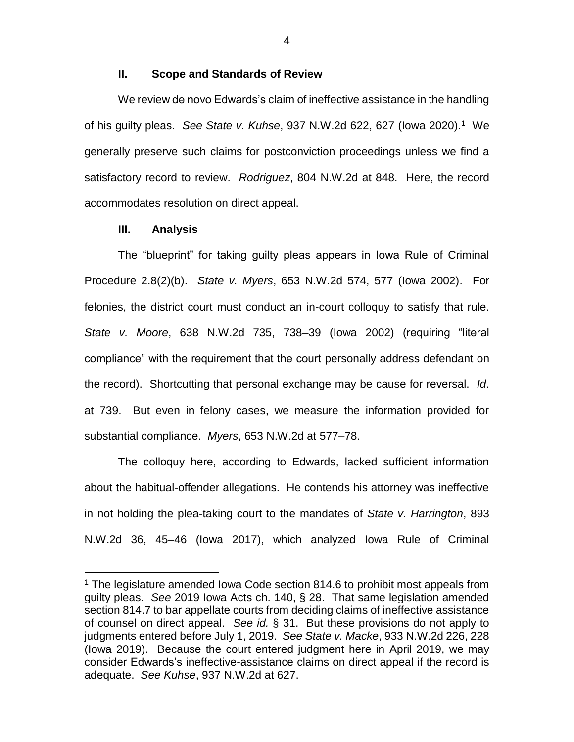## II. Scope and Standards of Review

We review de novo Edwards's claim of ineffective assistance in the handling of his guilty pleas. *See State v. Kuhse*, 937 N.W.2d 622, 627 (Iowa 2020).[1] We generally preserve such claims for postconviction proceedings unless we find a satisfactory record to review. *Rodriguez*, 804 N.W.2d at 848. Here, the record accommodates resolution on direct appeal.

## III. Analysis

The "blueprint" for taking guilty pleas appears in Iowa Rule of Criminal Procedure 2.8(2)(b). *State v. Myers*, 653 N.W.2d 574, 577 (Iowa 2002). For felonies, the district court must conduct an in-court colloquy to satisfy that rule. *State v. Moore*, 638 N.W.2d 735, 738–39 (Iowa 2002) (requiring "literal compliance" with the requirement that the court personally address defendant on the record). Shortcutting that personal exchange may be cause for reversal. *Id*. at 739. But even in felony cases, we measure the information provided for substantial compliance. *Myers*, 653 N.W.2d at 577–78.

The colloquy here, according to Edwards, lacked sufficient information about the habitual-offender allegations. He contends his attorney was ineffective in not holding the plea-taking court to the mandates of *State v. Harrington*, 893 N.W.2d 36, 45–46 (Iowa 2017), which analyzed Iowa Rule of Criminal

---

[1] The legislature amended Iowa Code section 814.6 to prohibit most appeals from guilty pleas. *See* 2019 Iowa Acts ch. 140, § 28. That same legislation amended section 814.7 to bar appellate courts from deciding claims of ineffective assistance of counsel on direct appeal. *See id.* § 31. But these provisions do not apply to judgments entered before July 1, 2019. *See State v. Macke*, 933 N.W.2d 226, 228 (Iowa 2019). Because the court entered judgment here in April 2019, we may consider Edwards's ineffective-assistance claims on direct appeal if the record is adequate. *See Kuhse*, 937 N.W.2d at 627.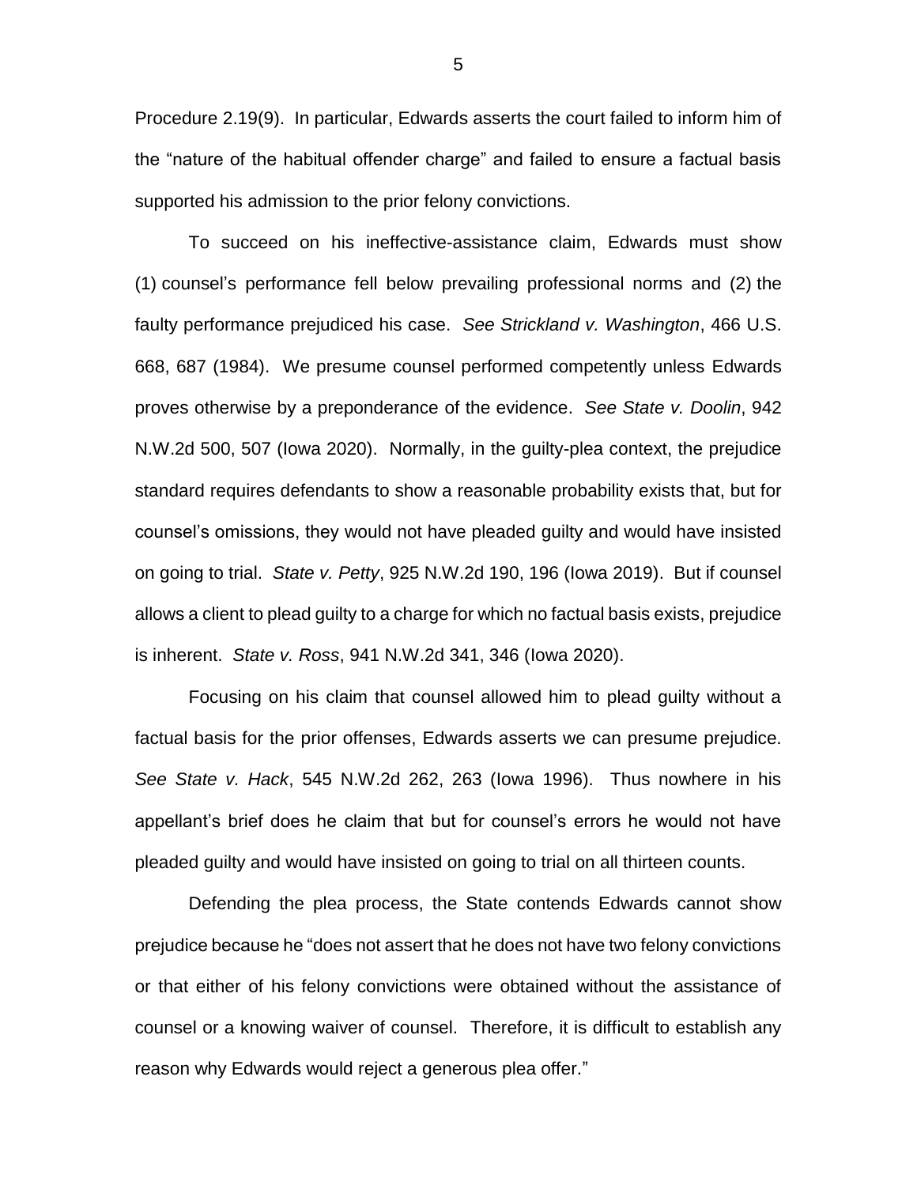Procedure 2.19(9). In particular, Edwards asserts the court failed to inform him of the "nature of the habitual offender charge" and failed to ensure a factual basis supported his admission to the prior felony convictions.

To succeed on his ineffective-assistance claim, Edwards must show (1) counsel's performance fell below prevailing professional norms and (2) the faulty performance prejudiced his case. *See Strickland v. Washington*, 466 U.S. 668, 687 (1984). We presume counsel performed competently unless Edwards proves otherwise by a preponderance of the evidence. *See State v. Doolin*, 942 N.W.2d 500, 507 (Iowa 2020). Normally, in the guilty-plea context, the prejudice standard requires defendants to show a reasonable probability exists that, but for counsel's omissions, they would not have pleaded guilty and would have insisted on going to trial. *State v. Petty*, 925 N.W.2d 190, 196 (Iowa 2019). But if counsel allows a client to plead guilty to a charge for which no factual basis exists, prejudice is inherent. *State v. Ross*, 941 N.W.2d 341, 346 (Iowa 2020).

Focusing on his claim that counsel allowed him to plead guilty without a factual basis for the prior offenses, Edwards asserts we can presume prejudice. *See State v. Hack*, 545 N.W.2d 262, 263 (Iowa 1996). Thus nowhere in his appellant's brief does he claim that but for counsel's errors he would not have pleaded guilty and would have insisted on going to trial on all thirteen counts.

Defending the plea process, the State contends Edwards cannot show prejudice because he "does not assert that he does not have two felony convictions or that either of his felony convictions were obtained without the assistance of counsel or a knowing waiver of counsel. Therefore, it is difficult to establish any reason why Edwards would reject a generous plea offer."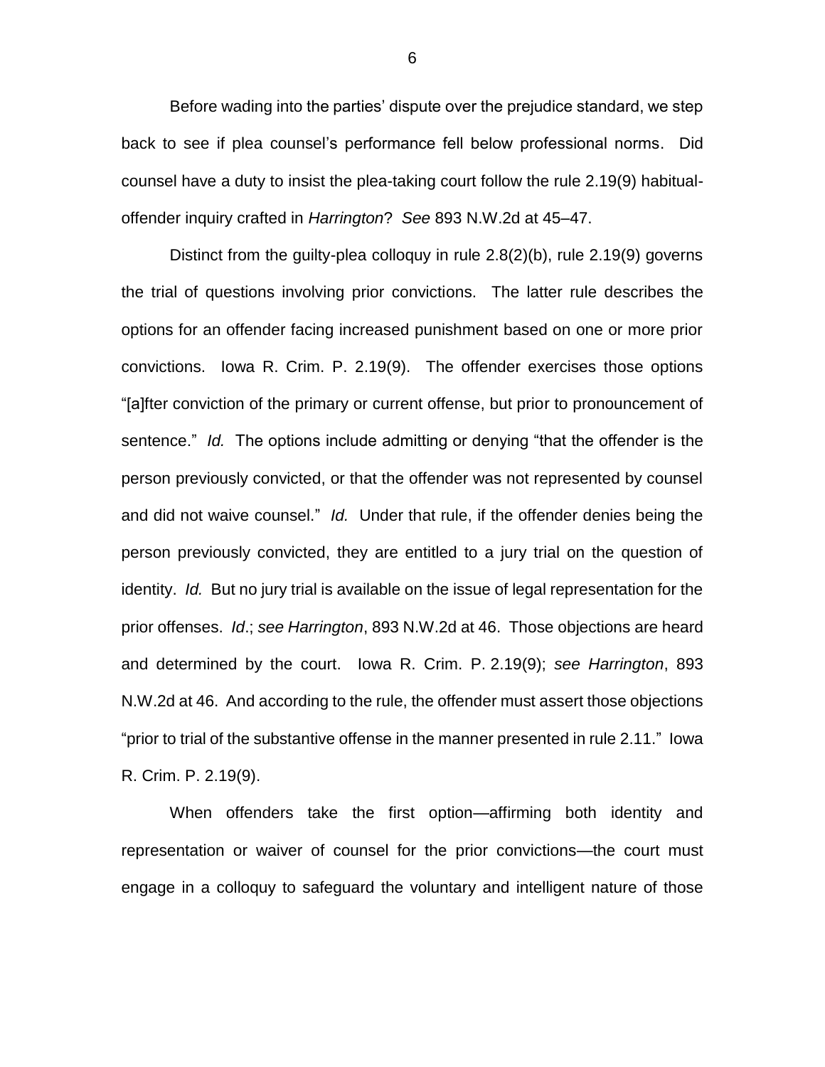Before wading into the parties' dispute over the prejudice standard, we step back to see if plea counsel's performance fell below professional norms. Did counsel have a duty to insist the plea-taking court follow the rule 2.19(9) habitual-offender inquiry crafted in *Harrington*? *See* 893 N.W.2d at 45–47.

Distinct from the guilty-plea colloquy in rule 2.8(2)(b), rule 2.19(9) governs the trial of questions involving prior convictions. The latter rule describes the options for an offender facing increased punishment based on one or more prior convictions. Iowa R. Crim. P. 2.19(9). The offender exercises those options "[a]fter conviction of the primary or current offense, but prior to pronouncement of sentence." *Id.* The options include admitting or denying "that the offender is the person previously convicted, or that the offender was not represented by counsel and did not waive counsel." *Id.* Under that rule, if the offender denies being the person previously convicted, they are entitled to a jury trial on the question of identity. *Id.* But no jury trial is available on the issue of legal representation for the prior offenses. *Id*.; *see Harrington*, 893 N.W.2d at 46. Those objections are heard and determined by the court. Iowa R. Crim. P. 2.19(9); *see Harrington*, 893 N.W.2d at 46. And according to the rule, the offender must assert those objections "prior to trial of the substantive offense in the manner presented in rule 2.11." Iowa R. Crim. P. 2.19(9).

When offenders take the first option—affirming both identity and representation or waiver of counsel for the prior convictions—the court must engage in a colloquy to safeguard the voluntary and intelligent nature of those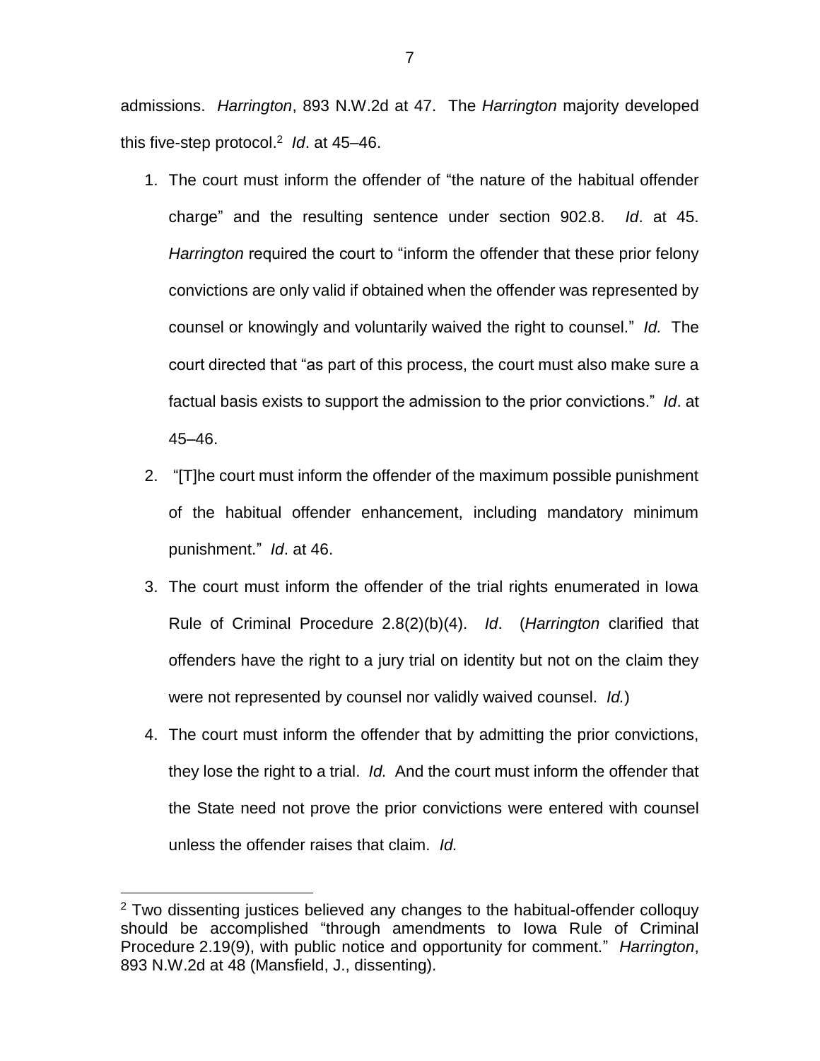admissions. *Harrington*, 893 N.W.2d at 47. The *Harrington* majority developed this five-step protocol.[2] *Id*. at 45–46.

1. The court must inform the offender of "the nature of the habitual offender charge" and the resulting sentence under section 902.8. *Id*. at 45. *Harrington* required the court to "inform the offender that these prior felony convictions are only valid if obtained when the offender was represented by counsel or knowingly and voluntarily waived the right to counsel." *Id.* The court directed that "as part of this process, the court must also make sure a factual basis exists to support the admission to the prior convictions." *Id*. at 45–46.

2. "[T]he court must inform the offender of the maximum possible punishment of the habitual offender enhancement, including mandatory minimum punishment." *Id*. at 46.

3. The court must inform the offender of the trial rights enumerated in Iowa Rule of Criminal Procedure 2.8(2)(b)(4). *Id*. (*Harrington* clarified that offenders have the right to a jury trial on identity but not on the claim they were not represented by counsel nor validly waived counsel. *Id.*)

4. The court must inform the offender that by admitting the prior convictions, they lose the right to a trial. *Id.* And the court must inform the offender that the State need not prove the prior convictions were entered with counsel unless the offender raises that claim. *Id.*

[2] Two dissenting justices believed any changes to the habitual-offender colloquy should be accomplished "through amendments to Iowa Rule of Criminal Procedure 2.19(9), with public notice and opportunity for comment." *Harrington*, 893 N.W.2d at 48 (Mansfield, J., dissenting).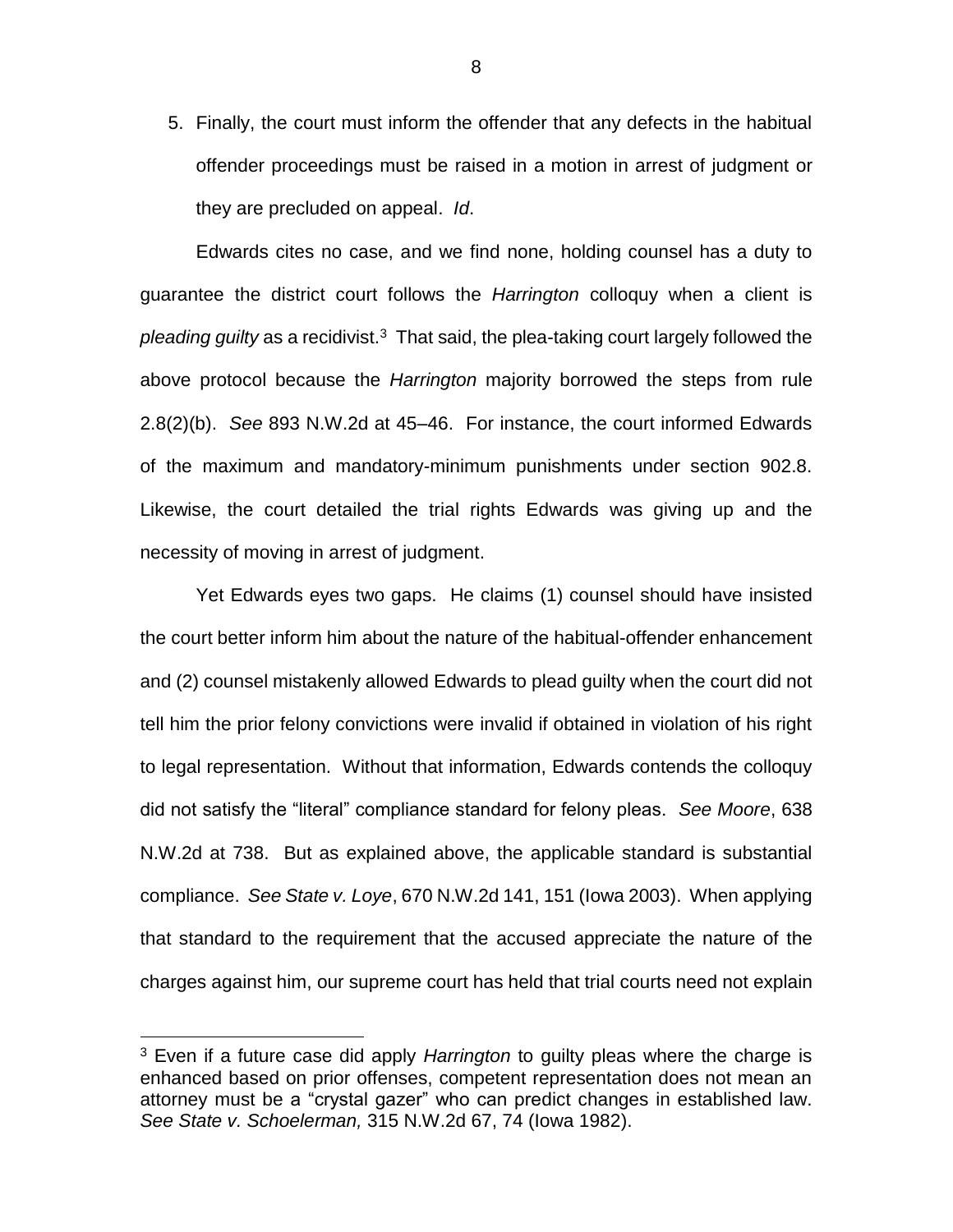5. Finally, the court must inform the offender that any defects in the habitual offender proceedings must be raised in a motion in arrest of judgment or they are precluded on appeal. *Id*.

Edwards cites no case, and we find none, holding counsel has a duty to guarantee the district court follows the *Harrington* colloquy when a client is *pleading guilty* as a recidivist.[3] That said, the plea-taking court largely followed the above protocol because the *Harrington* majority borrowed the steps from rule 2.8(2)(b). *See* 893 N.W.2d at 45–46. For instance, the court informed Edwards of the maximum and mandatory-minimum punishments under section 902.8. Likewise, the court detailed the trial rights Edwards was giving up and the necessity of moving in arrest of judgment.

Yet Edwards eyes two gaps. He claims (1) counsel should have insisted the court better inform him about the nature of the habitual-offender enhancement and (2) counsel mistakenly allowed Edwards to plead guilty when the court did not tell him the prior felony convictions were invalid if obtained in violation of his right to legal representation. Without that information, Edwards contends the colloquy did not satisfy the "literal" compliance standard for felony pleas. *See Moore*, 638 N.W.2d at 738. But as explained above, the applicable standard is substantial compliance. *See State v. Loye*, 670 N.W.2d 141, 151 (Iowa 2003). When applying that standard to the requirement that the accused appreciate the nature of the charges against him, our supreme court has held that trial courts need not explain

[3] Even if a future case did apply *Harrington* to guilty pleas where the charge is enhanced based on prior offenses, competent representation does not mean an attorney must be a "crystal gazer" who can predict changes in established law. *See State v. Schoelerman,* 315 N.W.2d 67, 74 (Iowa 1982).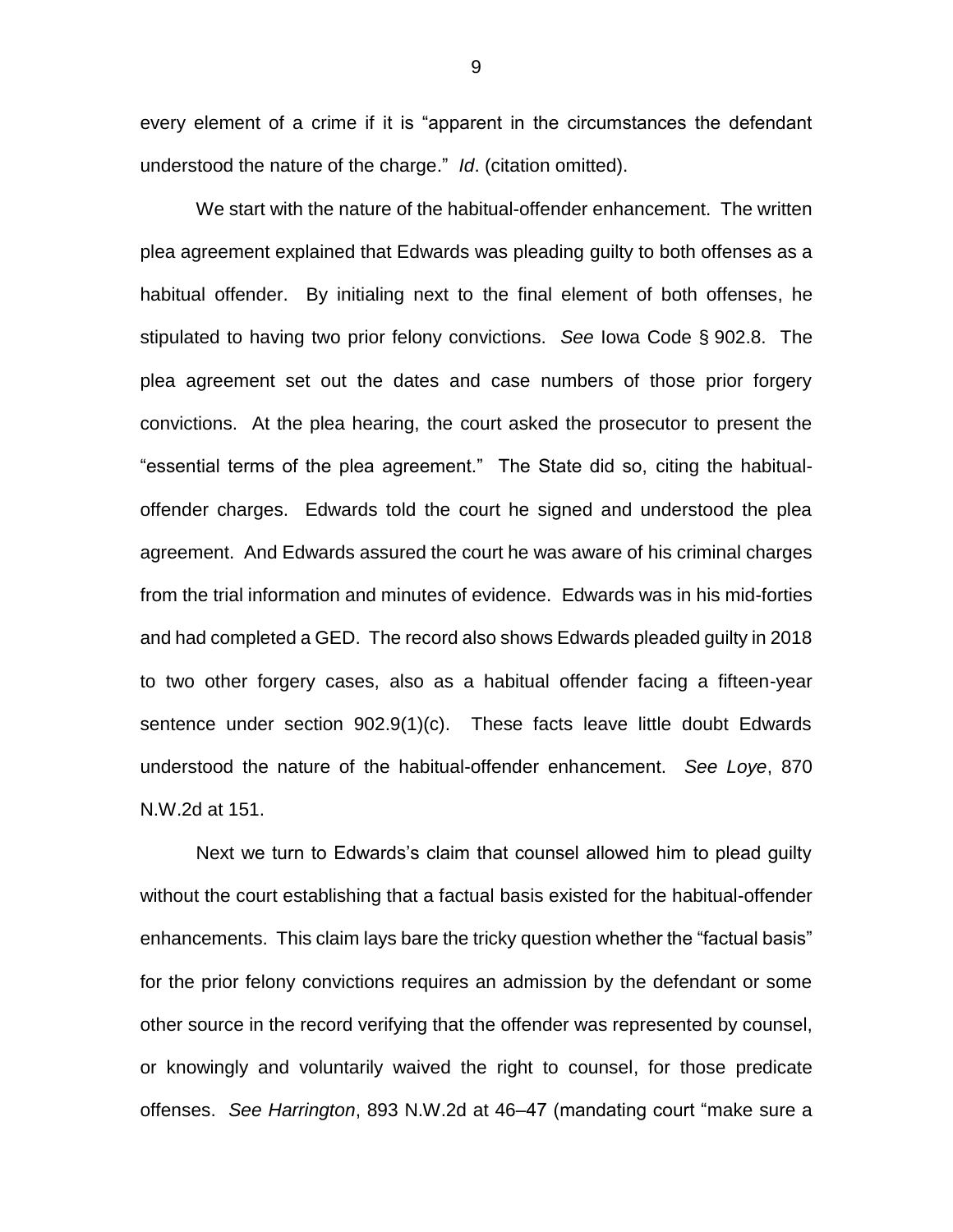every element of a crime if it is "apparent in the circumstances the defendant understood the nature of the charge." *Id*. (citation omitted).

We start with the nature of the habitual-offender enhancement. The written plea agreement explained that Edwards was pleading guilty to both offenses as a habitual offender. By initialing next to the final element of both offenses, he stipulated to having two prior felony convictions. *See* Iowa Code § 902.8. The plea agreement set out the dates and case numbers of those prior forgery convictions. At the plea hearing, the court asked the prosecutor to present the "essential terms of the plea agreement." The State did so, citing the habitual-offender charges. Edwards told the court he signed and understood the plea agreement. And Edwards assured the court he was aware of his criminal charges from the trial information and minutes of evidence. Edwards was in his mid-forties and had completed a GED. The record also shows Edwards pleaded guilty in 2018 to two other forgery cases, also as a habitual offender facing a fifteen-year sentence under section 902.9(1)(c). These facts leave little doubt Edwards understood the nature of the habitual-offender enhancement. *See Loye*, 870 N.W.2d at 151.

Next we turn to Edwards's claim that counsel allowed him to plead guilty without the court establishing that a factual basis existed for the habitual-offender enhancements. This claim lays bare the tricky question whether the "factual basis" for the prior felony convictions requires an admission by the defendant or some other source in the record verifying that the offender was represented by counsel, or knowingly and voluntarily waived the right to counsel, for those predicate offenses. *See Harrington*, 893 N.W.2d at 46–47 (mandating court "make sure a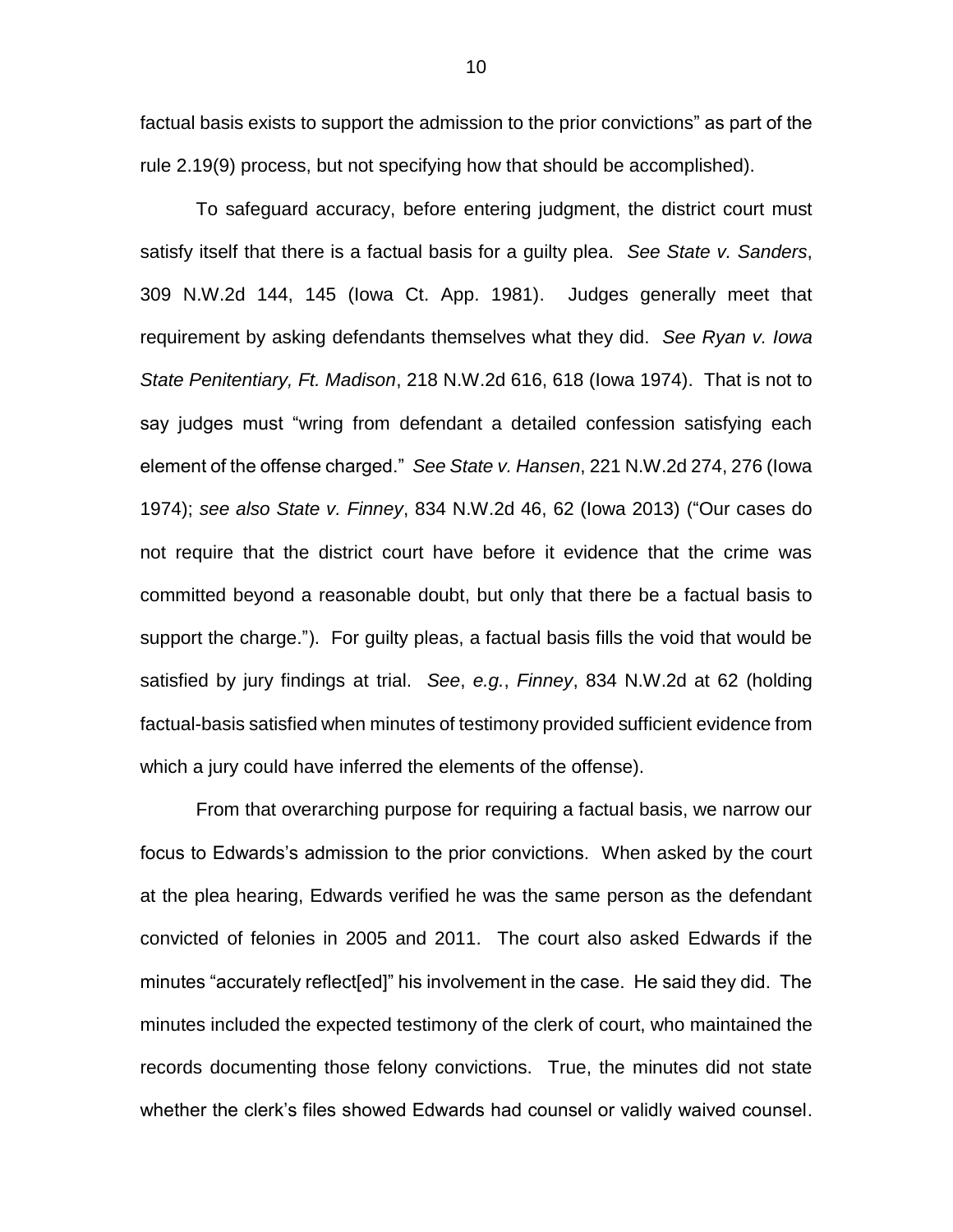factual basis exists to support the admission to the prior convictions" as part of the rule 2.19(9) process, but not specifying how that should be accomplished).

To safeguard accuracy, before entering judgment, the district court must satisfy itself that there is a factual basis for a guilty plea. *See State v. Sanders*, 309 N.W.2d 144, 145 (Iowa Ct. App. 1981). Judges generally meet that requirement by asking defendants themselves what they did. *See Ryan v. Iowa State Penitentiary, Ft. Madison*, 218 N.W.2d 616, 618 (Iowa 1974). That is not to say judges must "wring from defendant a detailed confession satisfying each element of the offense charged." *See State v. Hansen*, 221 N.W.2d 274, 276 (Iowa 1974); *see also State v. Finney*, 834 N.W.2d 46, 62 (Iowa 2013) ("Our cases do not require that the district court have before it evidence that the crime was committed beyond a reasonable doubt, but only that there be a factual basis to support the charge."). For guilty pleas, a factual basis fills the void that would be satisfied by jury findings at trial. *See*, *e.g.*, *Finney*, 834 N.W.2d at 62 (holding factual-basis satisfied when minutes of testimony provided sufficient evidence from which a jury could have inferred the elements of the offense).

From that overarching purpose for requiring a factual basis, we narrow our focus to Edwards's admission to the prior convictions. When asked by the court at the plea hearing, Edwards verified he was the same person as the defendant convicted of felonies in 2005 and 2011. The court also asked Edwards if the minutes "accurately reflect[ed]" his involvement in the case. He said they did. The minutes included the expected testimony of the clerk of court, who maintained the records documenting those felony convictions. True, the minutes did not state whether the clerk's files showed Edwards had counsel or validly waived counsel.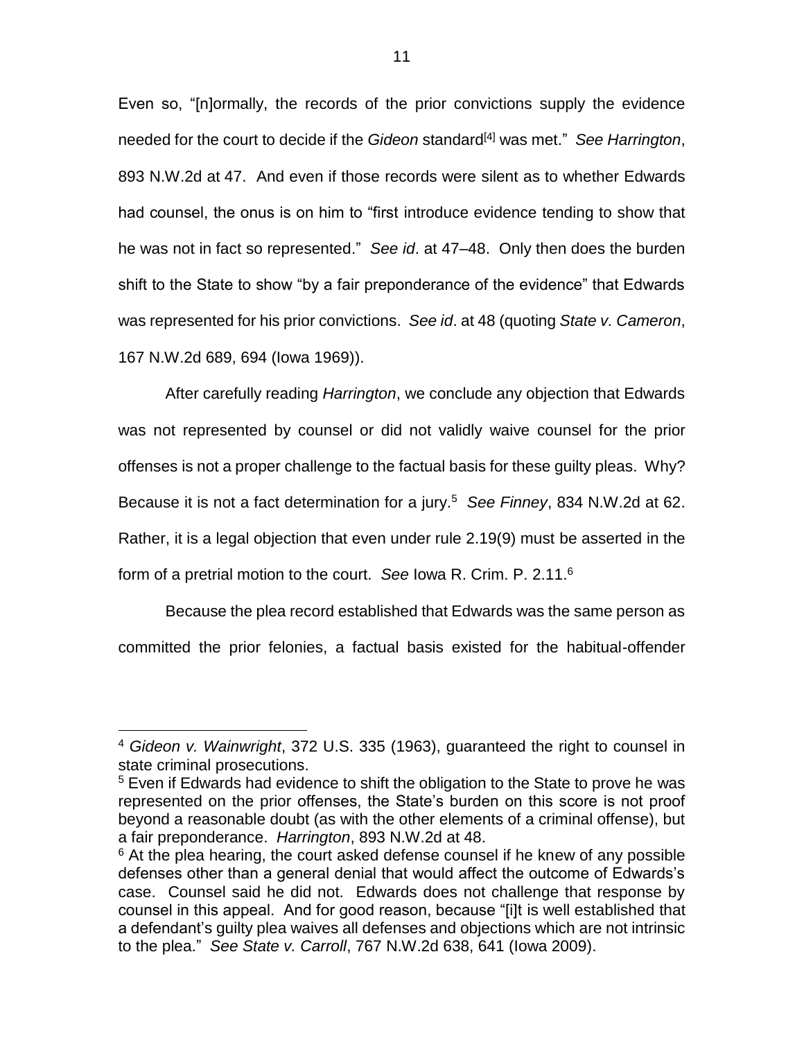Even so, "[n]ormally, the records of the prior convictions supply the evidence needed for the court to decide if the *Gideon* standard[4] was met." *See Harrington*, 893 N.W.2d at 47. And even if those records were silent as to whether Edwards had counsel, the onus is on him to "first introduce evidence tending to show that he was not in fact so represented." *See id*. at 47–48. Only then does the burden shift to the State to show "by a fair preponderance of the evidence" that Edwards was represented for his prior convictions. *See id*. at 48 (quoting *State v. Cameron*, 167 N.W.2d 689, 694 (Iowa 1969)).

After carefully reading *Harrington*, we conclude any objection that Edwards was not represented by counsel or did not validly waive counsel for the prior offenses is not a proper challenge to the factual basis for these guilty pleas. Why? Because it is not a fact determination for a jury.[5] *See Finney*, 834 N.W.2d at 62. Rather, it is a legal objection that even under rule 2.19(9) must be asserted in the form of a pretrial motion to the court. *See* Iowa R. Crim. P. 2.11.[6]

Because the plea record established that Edwards was the same person as committed the prior felonies, a factual basis existed for the habitual-offender

---

[4] *Gideon v. Wainwright*, 372 U.S. 335 (1963), guaranteed the right to counsel in state criminal prosecutions.

[5] Even if Edwards had evidence to shift the obligation to the State to prove he was represented on the prior offenses, the State's burden on this score is not proof beyond a reasonable doubt (as with the other elements of a criminal offense), but a fair preponderance. *Harrington*, 893 N.W.2d at 48.

[6] At the plea hearing, the court asked defense counsel if he knew of any possible defenses other than a general denial that would affect the outcome of Edwards's case. Counsel said he did not. Edwards does not challenge that response by counsel in this appeal. And for good reason, because "[i]t is well established that a defendant's guilty plea waives all defenses and objections which are not intrinsic to the plea." *See State v. Carroll*, 767 N.W.2d 638, 641 (Iowa 2009).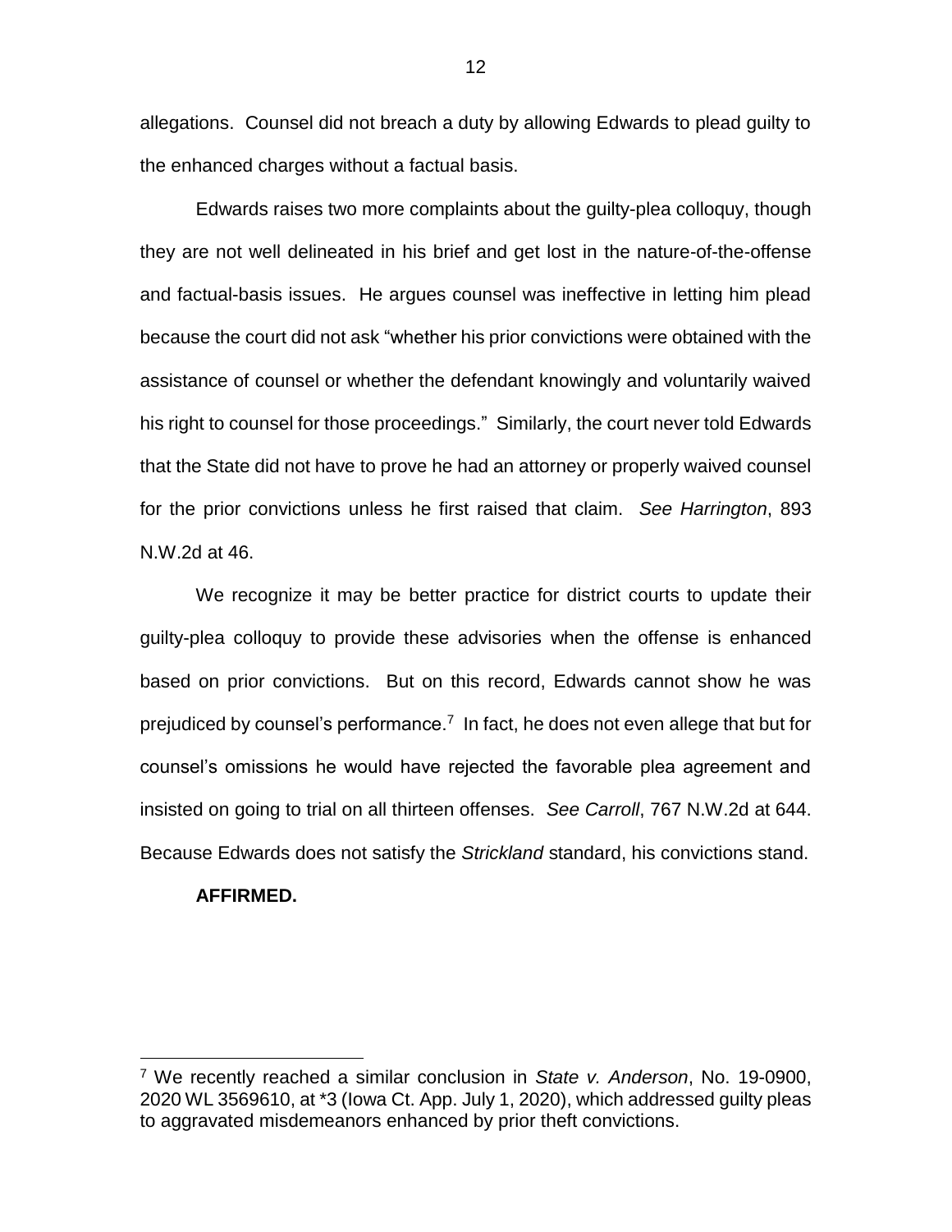allegations. Counsel did not breach a duty by allowing Edwards to plead guilty to the enhanced charges without a factual basis.

Edwards raises two more complaints about the guilty-plea colloquy, though they are not well delineated in his brief and get lost in the nature-of-the-offense and factual-basis issues. He argues counsel was ineffective in letting him plead because the court did not ask "whether his prior convictions were obtained with the assistance of counsel or whether the defendant knowingly and voluntarily waived his right to counsel for those proceedings." Similarly, the court never told Edwards that the State did not have to prove he had an attorney or properly waived counsel for the prior convictions unless he first raised that claim. *See Harrington*, 893 N.W.2d at 46.

We recognize it may be better practice for district courts to update their guilty-plea colloquy to provide these advisories when the offense is enhanced based on prior convictions. But on this record, Edwards cannot show he was prejudiced by counsel's performance.[7] In fact, he does not even allege that but for counsel's omissions he would have rejected the favorable plea agreement and insisted on going to trial on all thirteen offenses. *See Carroll*, 767 N.W.2d at 644. Because Edwards does not satisfy the *Strickland* standard, his convictions stand.

**AFFIRMED.**

[7] We recently reached a similar conclusion in *State v. Anderson*, No. 19-0900, 2020 WL 3569610, at *3 (Iowa Ct. App. July 1, 2020), which addressed guilty pleas to aggravated misdemeanors enhanced by prior theft convictions.